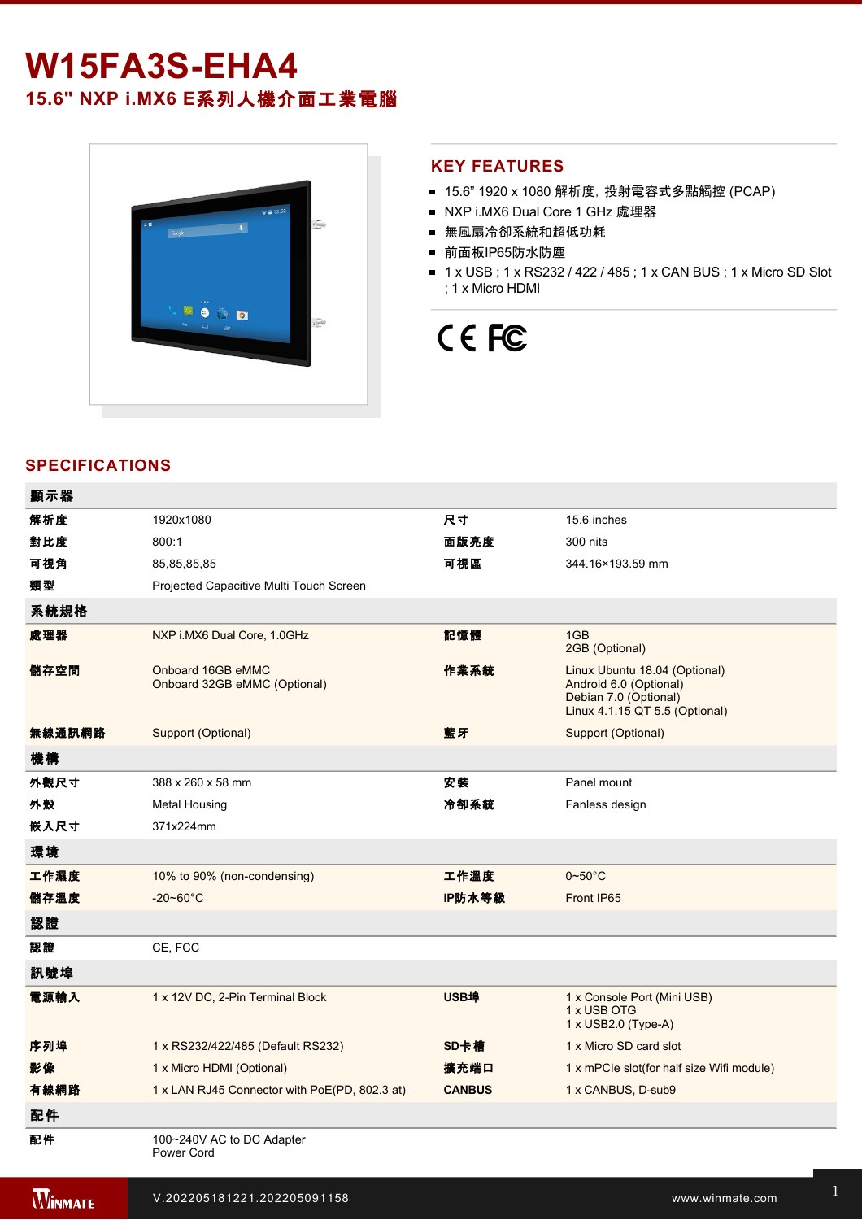# W15FA3S-EHA4

## 15.6" NXP i.MX6 E系列人機介面工業電腦

## KEY FEATURES

- 15.6” 1920 x 1080 解析度, 投射電容式多點觸控 (PCAP)
- NXP i.MX6 Dual Core 1 GHz 處理器
- 無風扇冷卻系統和超低功耗
- 前面板IP65防水防塵
- 1 x USB ; 1 x RS232 / 422 / 485 ; 1 x CAN BUS ; 1 x Micro SD Slot ; 1 x Micro HDMI

CE FC

## SPECIFICATIONS

| 顯示器 | | | |
|---|---|---|---|
| 解析度 | 1920x1080 | 尺寸 | 15.6 inches |
| 對比度 | 800:1 | 面版亮度 | 300 nits |
| 可視角 | 85,85,85,85 | 可視區 | 344.16×193.59 mm |
| 類型 | Projected Capacitive Multi Touch Screen | | |
| **系統規格** | | | |
| 處理器 | NXP i.MX6 Dual Core, 1.0GHz | 記憶體 | 1GB<br>2GB (Optional) |
| 儲存空間 | Onboard 16GB eMMC<br>Onboard 32GB eMMC (Optional) | 作業系統 | Linux Ubuntu 18.04 (Optional)<br>Android 6.0 (Optional)<br>Debian 7.0 (Optional)<br>Linux 4.1.15 QT 5.5 (Optional) |
| 無線通訊網路 | Support (Optional) | 藍牙 | Support (Optional) |
| **機構** | | | |
| 外觀尺寸 | 388 x 260 x 58 mm | 安裝 | Panel mount |
| 外殼 | Metal Housing | 冷卻系統 | Fanless design |
| 嵌入尺寸 | 371x224mm | | |
| **環境** | | | |
| 工作濕度 | 10% to 90% (non-condensing) | 工作溫度 | 0~50°C |
| 儲存溫度 | -20~60°C | IP防水等級 | Front IP65 |
| **認證** | | | |
| 認證 | CE, FCC | | |
| **訊號埠** | | | |
| 電源輸入 | 1 x 12V DC, 2-Pin Terminal Block | USB埠 | 1 x Console Port (Mini USB)<br>1 x USB OTG<br>1 x USB2.0 (Type-A) |
| 序列埠 | 1 x RS232/422/485 (Default RS232) | SD卡槽 | 1 x Micro SD card slot |
| 影像 | 1 x Micro HDMI (Optional) | 擴充端口 | 1 x mPCIe slot(for half size Wifi module) |
| 有線網路 | 1 x LAN RJ45 Connector with PoE(PD, 802.3 at) | CANBUS | 1 x CANBUS, D-sub9 |
| **配件** | | | |
| 配件 | 100~240V AC to DC Adapter<br>Power Cord | | |

V.202205181221.202205091158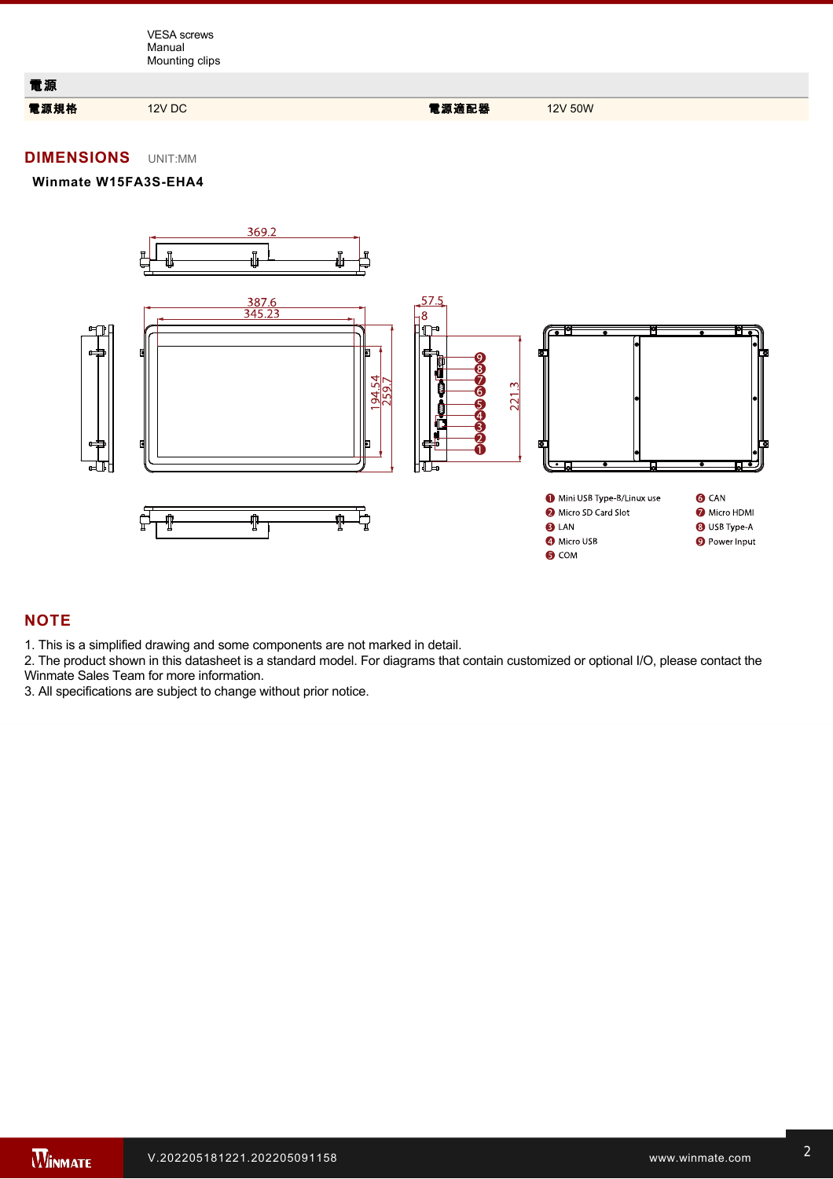| | | | |
|---|---|---|---|
| | VESA screws<br>Manual<br>Mounting clips | | |
| **電源** | | | |
| **電源規格** | 12V DC | **電源適配器** | 12V 50W |

## DIMENSIONS UNIT:MM

**Winmate W15FA3S-EHA4**

369.2
387.6
345.23
194.54
259.7
57.5
8
221.3

❶ Mini USB Type-B/Linux use
❷ Micro SD Card Slot
❸ LAN
❹ Micro USB
❺ COM
❻ CAN
❼ Micro HDMI
❽ USB Type-A
❾ Power Input

## NOTE

1. This is a simplified drawing and some components are not marked in detail.
2. The product shown in this datasheet is a standard model. For diagrams that contain customized or optional I/O, please contact the Winmate Sales Team for more information.
3. All specifications are subject to change without prior notice.